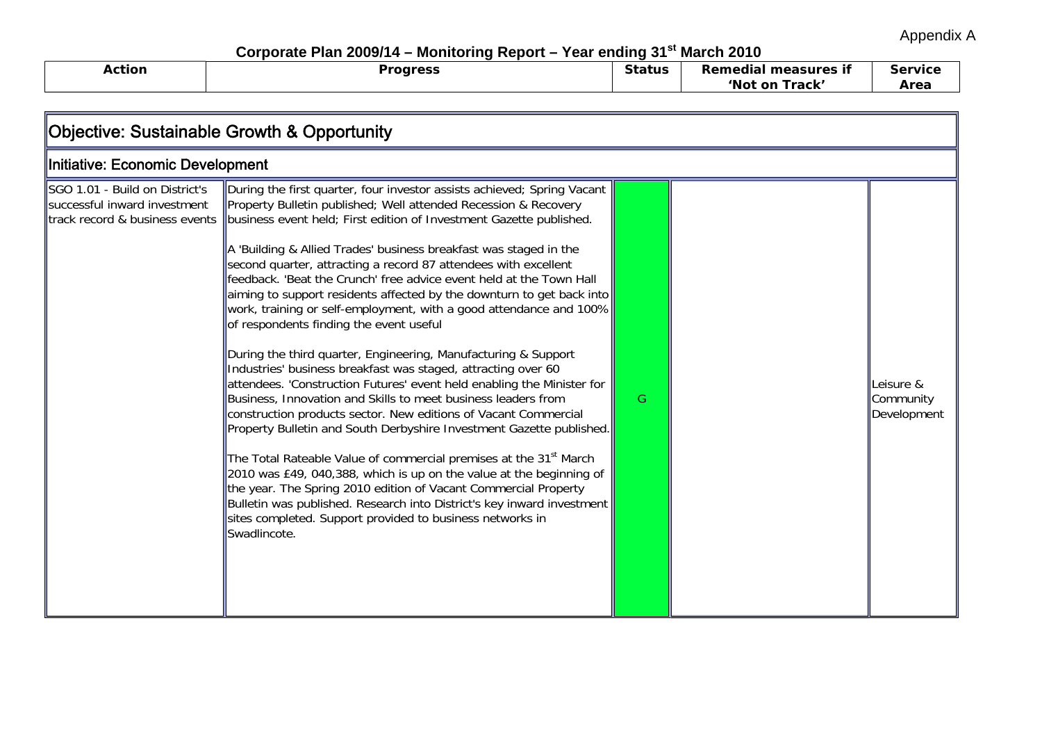Appendix A

# Corporate Plan 2009/14 – Monitoring Report – Year ending 31st March 2010

| Action | Progress | Status | Remedial measures if 'Not on Track' | Service Area |
|---|---|---|---|---|
| **Objective: Sustainable Growth & Opportunity** | | | | |
| **Initiative: Economic Development** | | | | |
| SGO 1.01 - Build on District's successful inward investment track record & business events | During the first quarter, four investor assists achieved; Spring Vacant Property Bulletin published; Well attended Recession & Recovery business event held; First edition of Investment Gazette published.<br><br>A 'Building & Allied Trades' business breakfast was staged in the second quarter, attracting a record 87 attendees with excellent feedback. 'Beat the Crunch' free advice event held at the Town Hall aiming to support residents affected by the downturn to get back into work, training or self-employment, with a good attendance and 100% of respondents finding the event useful<br><br>During the third quarter, Engineering, Manufacturing & Support Industries' business breakfast was staged, attracting over 60 attendees. 'Construction Futures' event held enabling the Minister for Business, Innovation and Skills to meet business leaders from construction products sector. New editions of Vacant Commercial Property Bulletin and South Derbyshire Investment Gazette published.<br><br>The Total Rateable Value of commercial premises at the 31st March 2010 was £49, 040,388, which is up on the value at the beginning of the year. The Spring 2010 edition of Vacant Commercial Property Bulletin was published. Research into District's key inward investment sites completed. Support provided to business networks in Swadlincote. | G | | Leisure & Community Development |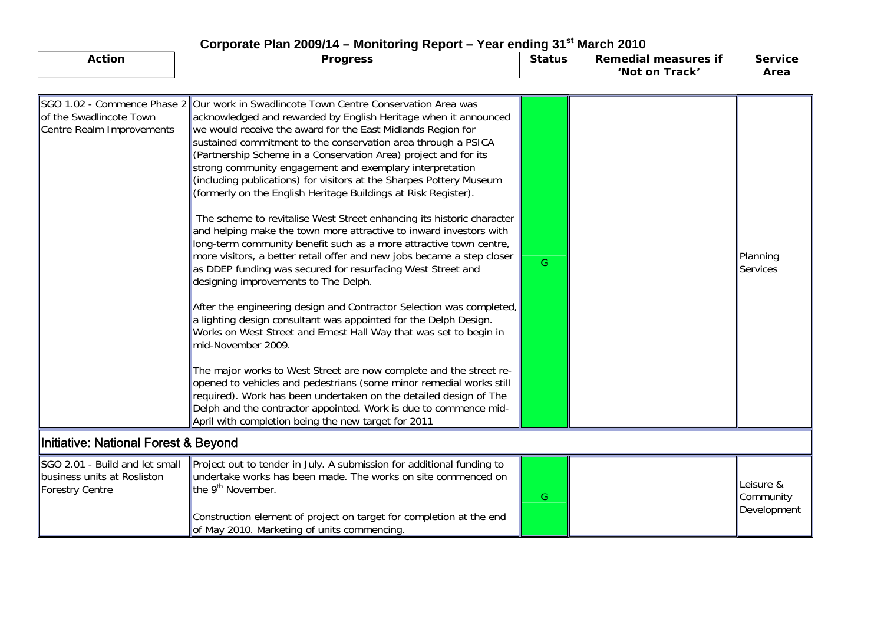# Corporate Plan 2009/14 – Monitoring Report – Year ending 31st March 2010

| Action | Progress | Status | Remedial measures if 'Not on Track' | Service Area |
|---|---|---|---|---|
| SGO 1.02 - Commence Phase 2 of the Swadlincote Town Centre Realm Improvements | Our work in Swadlincote Town Centre Conservation Area was acknowledged and rewarded by English Heritage when it announced we would receive the award for the East Midlands Region for sustained commitment to the conservation area through a PSICA (Partnership Scheme in a Conservation Area) project and for its strong community engagement and exemplary interpretation (including publications) for visitors at the Sharpes Pottery Museum (formerly on the English Heritage Buildings at Risk Register).<br><br>The scheme to revitalise West Street enhancing its historic character and helping make the town more attractive to inward investors with long-term community benefit such as a more attractive town centre, more visitors, a better retail offer and new jobs became a step closer as DDEP funding was secured for resurfacing West Street and designing improvements to The Delph.<br><br>After the engineering design and Contractor Selection was completed, a lighting design consultant was appointed for the Delph Design. Works on West Street and Ernest Hall Way that was set to begin in mid-November 2009.<br><br>The major works to West Street are now complete and the street re-opened to vehicles and pedestrians (some minor remedial works still required). Work has been undertaken on the detailed design of The Delph and the contractor appointed. Work is due to commence mid-April with completion being the new target for 2011 | G | | Planning Services |
| **Initiative: National Forest & Beyond** | | | | |
| SGO 2.01 - Build and let small business units at Rosliston Forestry Centre | Project out to tender in July. A submission for additional funding to undertake works has been made. The works on site commenced on the 9th November.<br><br>Construction element of project on target for completion at the end of May 2010. Marketing of units commencing. | G | | Leisure & Community Development |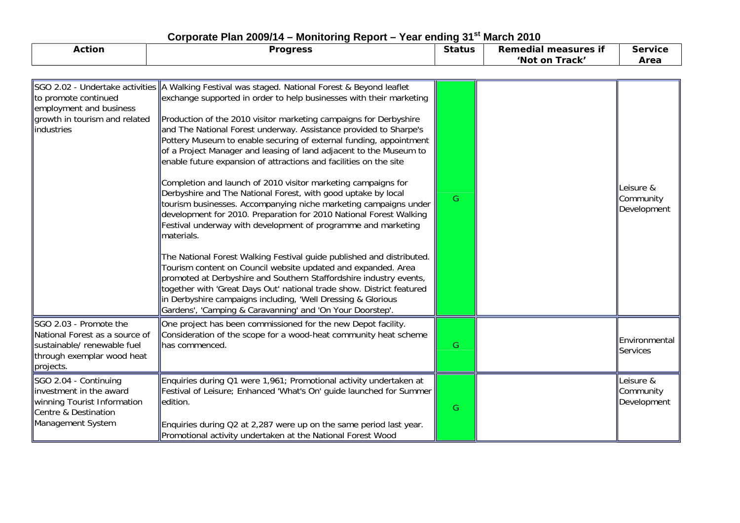# Corporate Plan 2009/14 – Monitoring Report – Year ending 31st March 2010

| Action | Progress | Status | Remedial measures if 'Not on Track' | Service Area |
|---|---|---|---|---|
| SGO 2.02 - Undertake activities to promote continued employment and business growth in tourism and related industries | A Walking Festival was staged. National Forest & Beyond leaflet exchange supported in order to help businesses with their marketing<br><br>Production of the 2010 visitor marketing campaigns for Derbyshire and The National Forest underway. Assistance provided to Sharpe's Pottery Museum to enable securing of external funding, appointment of a Project Manager and leasing of land adjacent to the Museum to enable future expansion of attractions and facilities on the site<br><br>Completion and launch of 2010 visitor marketing campaigns for Derbyshire and The National Forest, with good uptake by local tourism businesses. Accompanying niche marketing campaigns under development for 2010. Preparation for 2010 National Forest Walking Festival underway with development of programme and marketing materials.<br><br>The National Forest Walking Festival guide published and distributed. Tourism content on Council website updated and expanded. Area promoted at Derbyshire and Southern Staffordshire industry events, together with 'Great Days Out' national trade show. District featured in Derbyshire campaigns including, 'Well Dressing & Glorious Gardens', 'Camping & Caravanning' and 'On Your Doorstep'. | G | | Leisure & Community Development |
| SGO 2.03 - Promote the National Forest as a source of sustainable/ renewable fuel through exemplar wood heat projects. | One project has been commissioned for the new Depot facility. Consideration of the scope for a wood-heat community heat scheme has commenced. | G | | Environmental Services |
| SGO 2.04 - Continuing investment in the award winning Tourist Information Centre & Destination Management System | Enquiries during Q1 were 1,961; Promotional activity undertaken at Festival of Leisure; Enhanced 'What's On' guide launched for Summer edition.<br><br>Enquiries during Q2 at 2,287 were up on the same period last year. Promotional activity undertaken at the National Forest Wood | G | | Leisure & Community Development |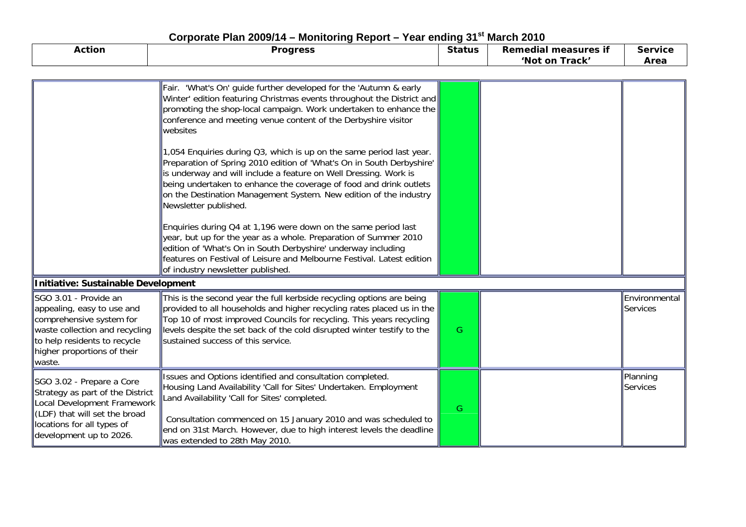# Corporate Plan 2009/14 – Monitoring Report – Year ending 31st March 2010

| Action | Progress | Status | Remedial measures if 'Not on Track' | Service Area |
|---|---|---|---|---|
| | Fair. 'What's On' guide further developed for the 'Autumn & early Winter' edition featuring Christmas events throughout the District and promoting the shop-local campaign. Work undertaken to enhance the conference and meeting venue content of the Derbyshire visitor websites<br><br>1,054 Enquiries during Q3, which is up on the same period last year. Preparation of Spring 2010 edition of 'What's On in South Derbyshire' is underway and will include a feature on Well Dressing. Work is being undertaken to enhance the coverage of food and drink outlets on the Destination Management System. New edition of the industry Newsletter published.<br><br>Enquiries during Q4 at 1,196 were down on the same period last year, but up for the year as a whole. Preparation of Summer 2010 edition of 'What's On in South Derbyshire' underway including features on Festival of Leisure and Melbourne Festival. Latest edition of industry newsletter published. | | | |
| **Initiative: Sustainable Development** | | | | |
| SGO 3.01 - Provide an appealing, easy to use and comprehensive system for waste collection and recycling to help residents to recycle higher proportions of their waste. | This is the second year the full kerbside recycling options are being provided to all households and higher recycling rates placed us in the Top 10 of most improved Councils for recycling. This years recycling levels despite the set back of the cold disrupted winter testify to the sustained success of this service. | G | | Environmental Services |
| SGO 3.02 - Prepare a Core Strategy as part of the District Local Development Framework (LDF) that will set the broad locations for all types of development up to 2026. | Issues and Options identified and consultation completed. Housing Land Availability 'Call for Sites' Undertaken. Employment Land Availability 'Call for Sites' completed.<br><br>Consultation commenced on 15 January 2010 and was scheduled to end on 31st March. However, due to high interest levels the deadline was extended to 28th May 2010. | G | | Planning Services |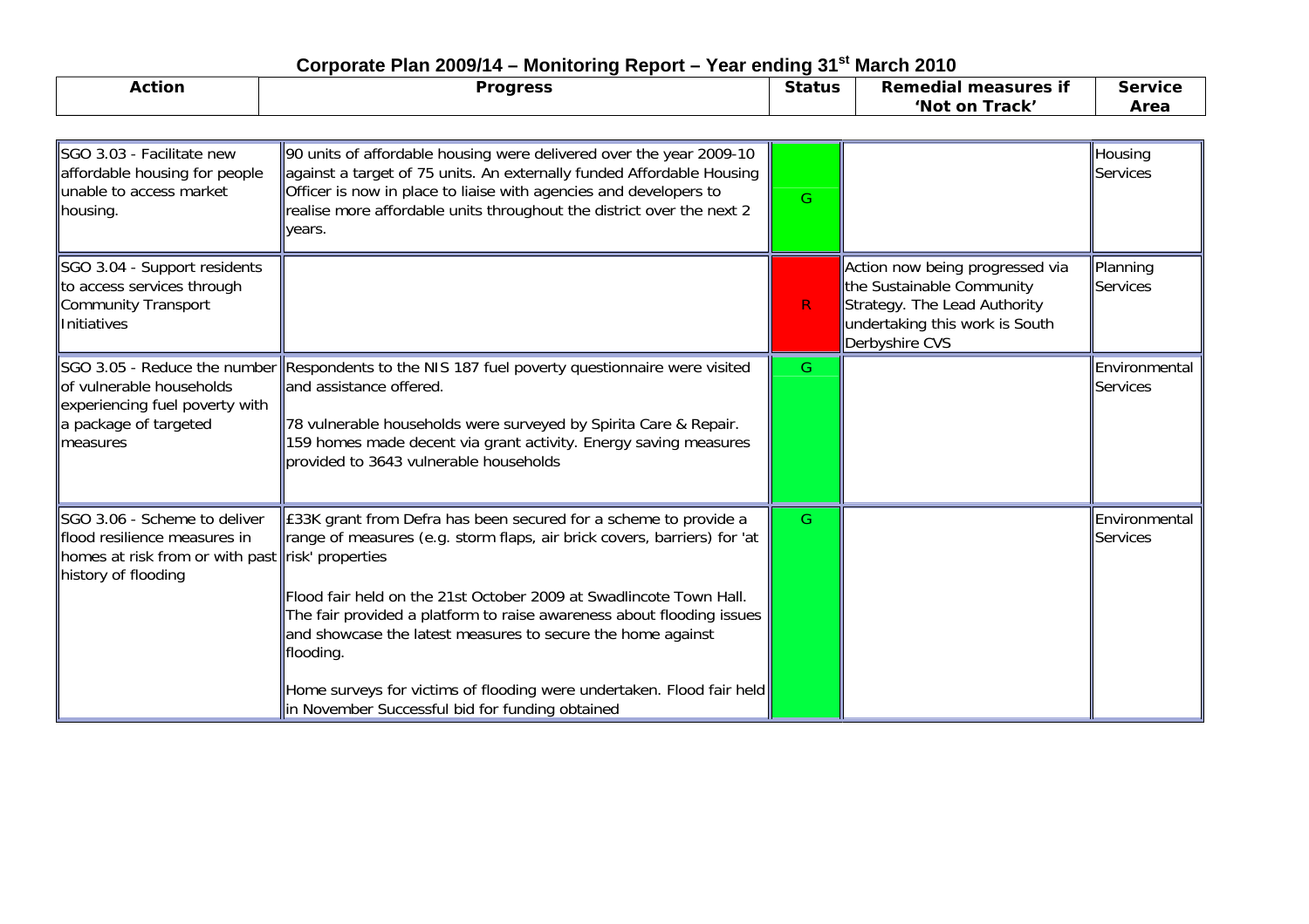# Corporate Plan 2009/14 – Monitoring Report – Year ending 31st March 2010

| Action | Progress | Status | Remedial measures if 'Not on Track' | Service Area |
|---|---|---|---|---|
| SGO 3.03 - Facilitate new affordable housing for people unable to access market housing. | 90 units of affordable housing were delivered over the year 2009-10 against a target of 75 units. An externally funded Affordable Housing Officer is now in place to liaise with agencies and developers to realise more affordable units throughout the district over the next 2 years. | G | | Housing Services |
| SGO 3.04 - Support residents to access services through Community Transport Initiatives | | R | Action now being progressed via the Sustainable Community Strategy. The Lead Authority undertaking this work is South Derbyshire CVS | Planning Services |
| SGO 3.05 - Reduce the number of vulnerable households experiencing fuel poverty with a package of targeted measures | Respondents to the NIS 187 fuel poverty questionnaire were visited and assistance offered.<br><br>78 vulnerable households were surveyed by Spirita Care & Repair. 159 homes made decent via grant activity. Energy saving measures provided to 3643 vulnerable households | G | | Environmental Services |
| SGO 3.06 - Scheme to deliver flood resilience measures in homes at risk from or with past history of flooding | £33K grant from Defra has been secured for a scheme to provide a range of measures (e.g. storm flaps, air brick covers, barriers) for 'at risk' properties<br><br>Flood fair held on the 21st October 2009 at Swadlincote Town Hall. The fair provided a platform to raise awareness about flooding issues and showcase the latest measures to secure the home against flooding.<br><br>Home surveys for victims of flooding were undertaken. Flood fair held in November Successful bid for funding obtained | G | | Environmental Services |